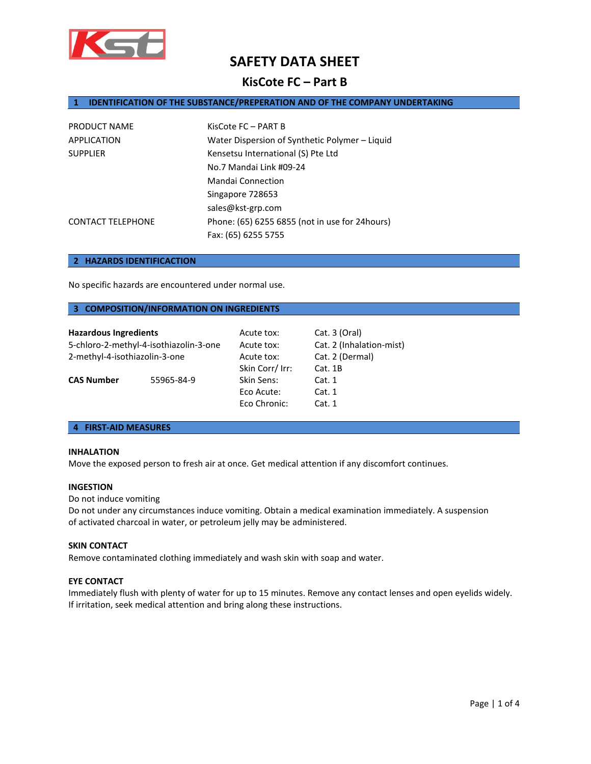# SAFETY DATA SHEET

## KisCote FC – Part B

## 1 IDENTIFICATION OF THE SUBSTANCE/PREPERATION AND OF THE COMPANY UNDERTAKING

| | |
|---|---|
| PRODUCT NAME | KisCote FC – PART B |
| APPLICATION | Water Dispersion of Synthetic Polymer – Liquid |
| SUPPLIER | Kensetsu International (S) Pte Ltd |
| | No.7 Mandai Link #09-24 |
| | Mandai Connection |
| | Singapore 728653 |
| | sales@kst-grp.com |
| CONTACT TELEPHONE | Phone: (65) 6255 6855 (not in use for 24hours) |
| | Fax: (65) 6255 5755 |

## 2 HAZARDS IDENTIFICACTION

No specific hazards are encountered under normal use.

## 3 COMPOSITION/INFORMATION ON INGREDIENTS

| **Hazardous Ingredients** | | | |
|---|---|---|---|
| 5-chloro-2-methyl-4-isothiazolin-3-one | | Acute tox: | Cat. 3 (Oral) |
| 2-methyl-4-isothiazolin-3-one | | Acute tox: | Cat. 2 (Inhalation-mist) |
| | | Acute tox: | Cat. 2 (Dermal) |
| | | Skin Corr/ Irr: | Cat. 1B |
| **CAS Number** | 55965-84-9 | Skin Sens: | Cat. 1 |
| | | Eco Acute: | Cat. 1 |
| | | Eco Chronic: | Cat. 1 |

## 4 FIRST-AID MEASURES

**INHALATION**

Move the exposed person to fresh air at once. Get medical attention if any discomfort continues.

**INGESTION**

Do not induce vomiting

Do not under any circumstances induce vomiting. Obtain a medical examination immediately. A suspension of activated charcoal in water, or petroleum jelly may be administered.

**SKIN CONTACT**

Remove contaminated clothing immediately and wash skin with soap and water.

**EYE CONTACT**

Immediately flush with plenty of water for up to 15 minutes. Remove any contact lenses and open eyelids widely. If irritation, seek medical attention and bring along these instructions.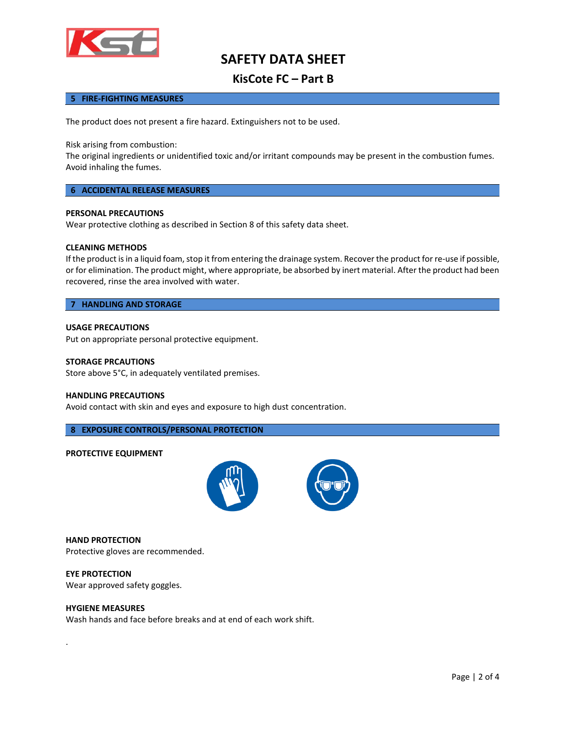# SAFETY DATA SHEET

## KisCote FC – Part B

### 5 FIRE-FIGHTING MEASURES

The product does not present a fire hazard. Extinguishers not to be used.

Risk arising from combustion:
The original ingredients or unidentified toxic and/or irritant compounds may be present in the combustion fumes. Avoid inhaling the fumes.

### 6 ACCIDENTAL RELEASE MEASURES

**PERSONAL PRECAUTIONS**
Wear protective clothing as described in Section 8 of this safety data sheet.

**CLEANING METHODS**
If the product is in a liquid foam, stop it from entering the drainage system. Recover the product for re-use if possible, or for elimination. The product might, where appropriate, be absorbed by inert material. After the product had been recovered, rinse the area involved with water.

### 7 HANDLING AND STORAGE

**USAGE PRECAUTIONS**
Put on appropriate personal protective equipment.

**STORAGE PRCAUTIONS**
Store above 5°C, in adequately ventilated premises.

**HANDLING PRECAUTIONS**
Avoid contact with skin and eyes and exposure to high dust concentration.

### 8 EXPOSURE CONTROLS/PERSONAL PROTECTION

**PROTECTIVE EQUIPMENT**

**HAND PROTECTION**
Protective gloves are recommended.

**EYE PROTECTION**
Wear approved safety goggles.

**HYGIENE MEASURES**
Wash hands and face before breaks and at end of each work shift.

.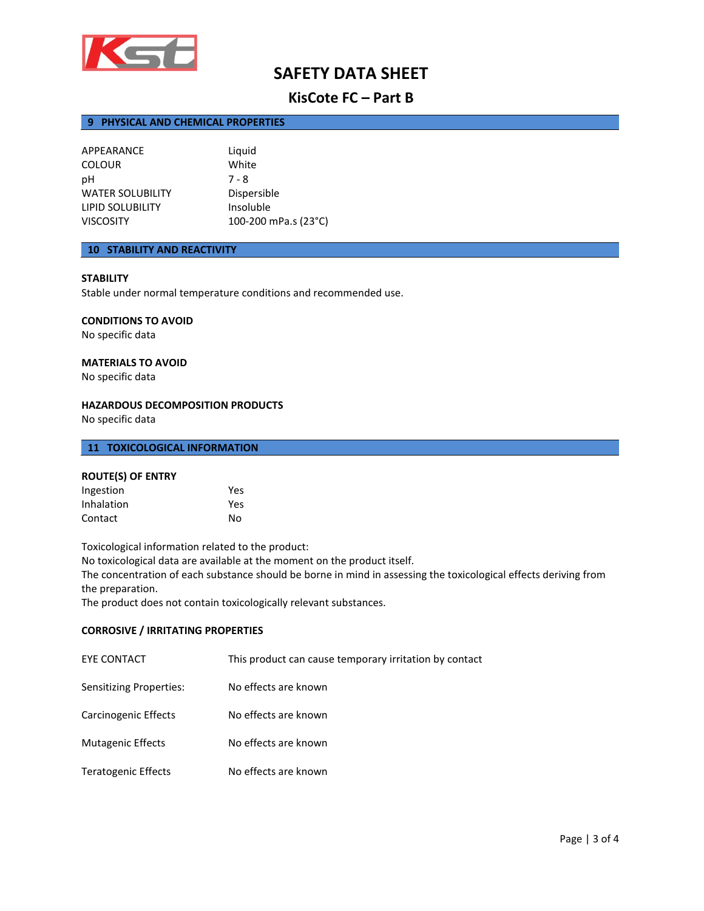# SAFETY DATA SHEET

## KisCote FC – Part B

## 9 PHYSICAL AND CHEMICAL PROPERTIES

| | |
|---|---|
| APPEARANCE | Liquid |
| COLOUR | White |
| pH | 7 - 8 |
| WATER SOLUBILITY | Dispersible |
| LIPID SOLUBILITY | Insoluble |
| VISCOSITY | 100-200 mPa.s (23°C) |

## 10 STABILITY AND REACTIVITY

**STABILITY**
Stable under normal temperature conditions and recommended use.

**CONDITIONS TO AVOID**
No specific data

**MATERIALS TO AVOID**
No specific data

**HAZARDOUS DECOMPOSITION PRODUCTS**
No specific data

## 11 TOXICOLOGICAL INFORMATION

**ROUTE(S) OF ENTRY**

| | |
|---|---|
| Ingestion | Yes |
| Inhalation | Yes |
| Contact | No |

Toxicological information related to the product:
No toxicological data are available at the moment on the product itself.
The concentration of each substance should be borne in mind in assessing the toxicological effects deriving from the preparation.
The product does not contain toxicologically relevant substances.

**CORROSIVE / IRRITATING PROPERTIES**

| | |
|---|---|
| EYE CONTACT | This product can cause temporary irritation by contact |
| Sensitizing Properties: | No effects are known |
| Carcinogenic Effects | No effects are known |
| Mutagenic Effects | No effects are known |
| Teratogenic Effects | No effects are known |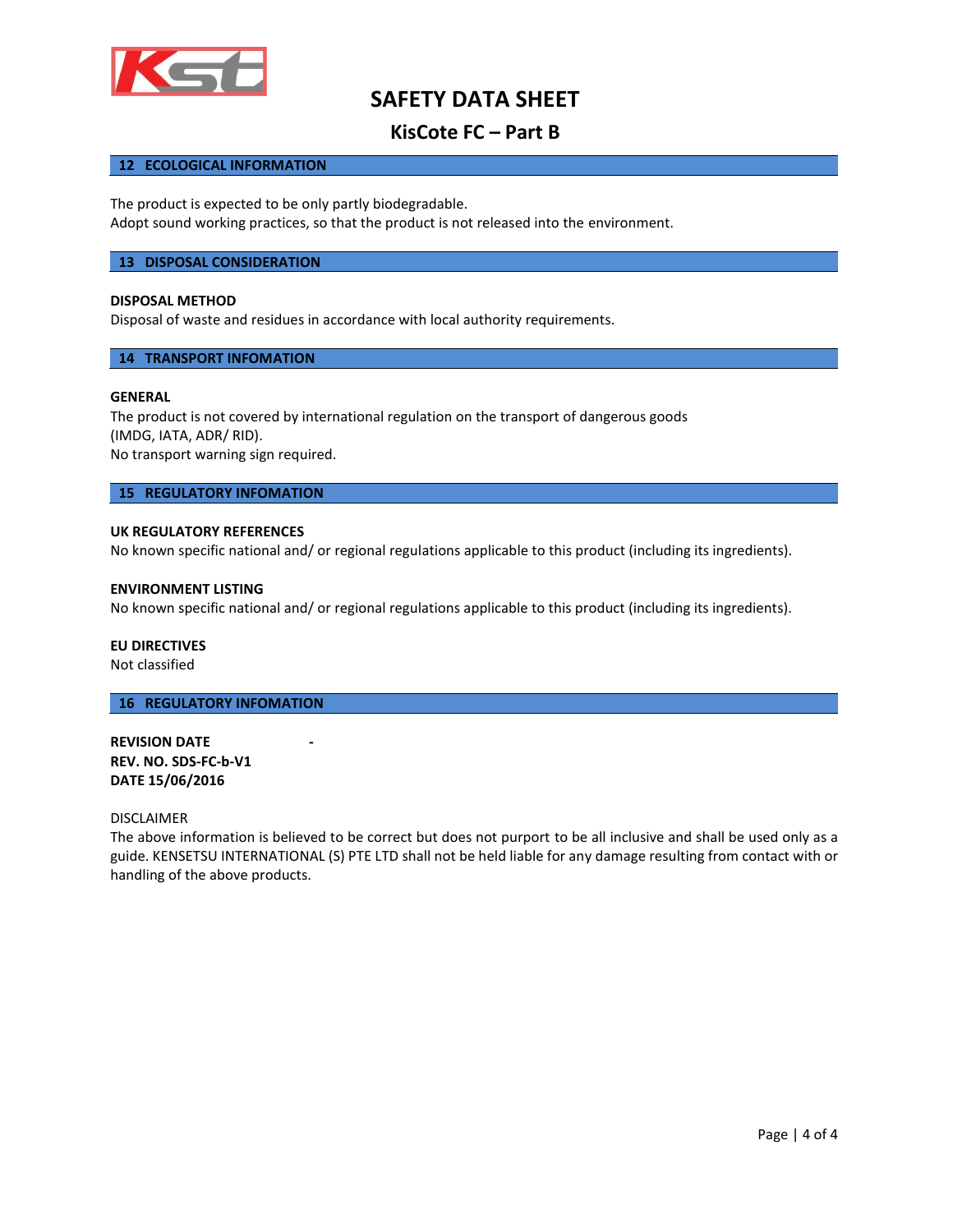# SAFETY DATA SHEET

## KisCote FC – Part B

### 12 ECOLOGICAL INFORMATION

The product is expected to be only partly biodegradable.
Adopt sound working practices, so that the product is not released into the environment.

### 13 DISPOSAL CONSIDERATION

**DISPOSAL METHOD**
Disposal of waste and residues in accordance with local authority requirements.

### 14 TRANSPORT INFOMATION

**GENERAL**
The product is not covered by international regulation on the transport of dangerous goods (IMDG, IATA, ADR/ RID).
No transport warning sign required.

### 15 REGULATORY INFOMATION

**UK REGULATORY REFERENCES**
No known specific national and/ or regional regulations applicable to this product (including its ingredients).

**ENVIRONMENT LISTING**
No known specific national and/ or regional regulations applicable to this product (including its ingredients).

**EU DIRECTIVES**
Not classified

### 16 REGULATORY INFOMATION

**REVISION DATE** -
**REV. NO. SDS-FC-b-V1**
**DATE 15/06/2016**

DISCLAIMER
The above information is believed to be correct but does not purport to be all inclusive and shall be used only as a guide. KENSETSU INTERNATIONAL (S) PTE LTD shall not be held liable for any damage resulting from contact with or handling of the above products.